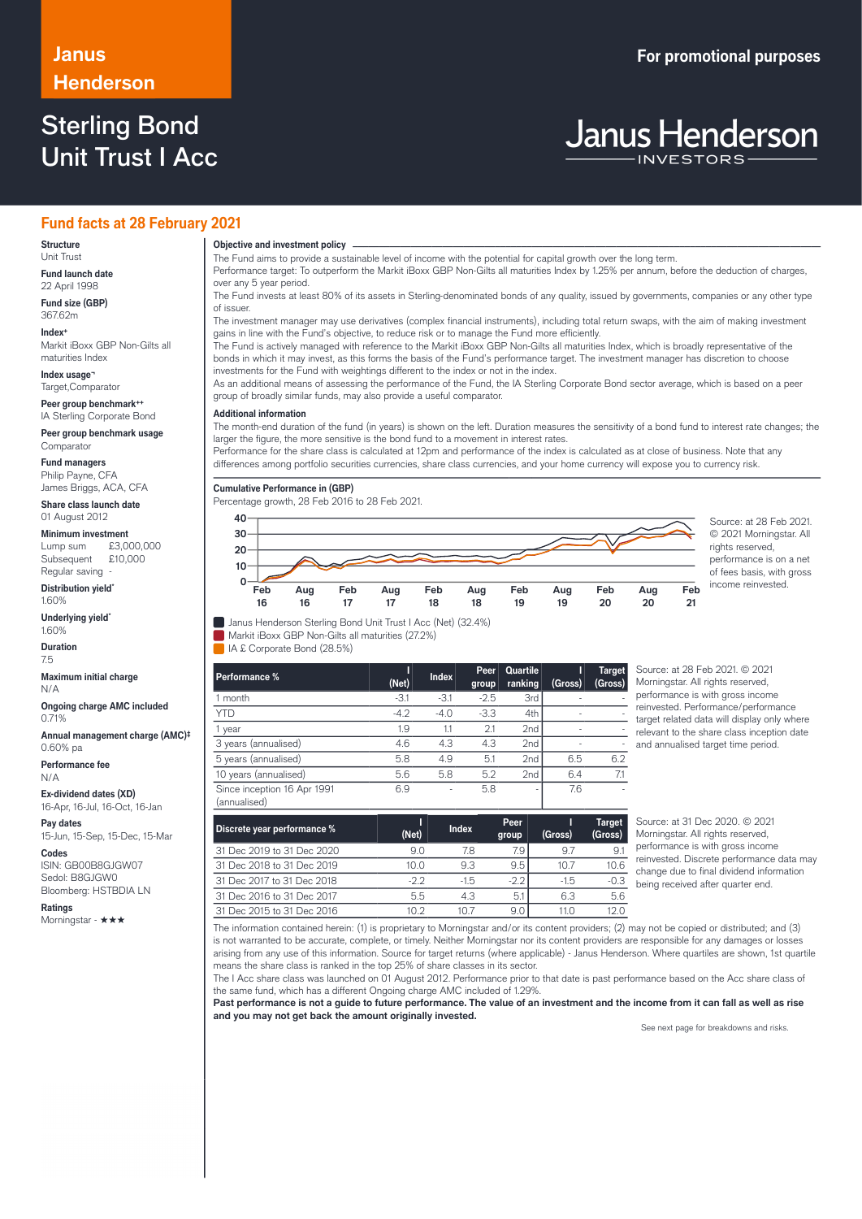Janus Henderson

**For promotional purposes**

# Sterling Bond Unit Trust I Acc

Janus Henderson INVESTORS

## Fund facts at 28 February 2021

**Structure**
Unit Trust

**Fund launch date**
22 April 1998

**Fund size (GBP)**
367.62m

**Index+**
Markit iBoxx GBP Non-Gilts all maturities Index

**Index usage¬**
Target,Comparator

**Peer group benchmark++**
IA Sterling Corporate Bond

**Peer group benchmark usage**
Comparator

**Fund managers**
Philip Payne, CFA
James Briggs, ACA, CFA

**Share class launch date**
01 August 2012

**Minimum investment**
Lump sum £3,000,000
Subsequent £10,000
Regular saving -

**Distribution yield***
1.60%

**Underlying yield***
1.60%

**Duration**
7.5

**Maximum initial charge**
N/A

**Ongoing charge AMC included**
0.71%

**Annual management charge (AMC)‡**
0.60% pa

**Performance fee**
N/A

**Ex-dividend dates (XD)**
16-Apr, 16-Jul, 16-Oct, 16-Jan

**Pay dates**
15-Jun, 15-Sep, 15-Dec, 15-Mar

**Codes**
ISIN: GB00B8GJGW07
Sedol: B8GJGW0
Bloomberg: HSTBDIA LN

**Ratings**
Morningstar - ★★★

### Objective and investment policy

The Fund aims to provide a sustainable level of income with the potential for capital growth over the long term.
Performance target: To outperform the Markit iBoxx GBP Non-Gilts all maturities Index by 1.25% per annum, before the deduction of charges, over any 5 year period.
The Fund invests at least 80% of its assets in Sterling-denominated bonds of any quality, issued by governments, companies or any other type of issuer.
The investment manager may use derivatives (complex financial instruments), including total return swaps, with the aim of making investment gains in line with the Fund's objective, to reduce risk or to manage the Fund more efficiently.
The Fund is actively managed with reference to the Markit iBoxx GBP Non-Gilts all maturities Index, which is broadly representative of the bonds in which it may invest, as this forms the basis of the Fund's performance target. The investment manager has discretion to choose investments for the Fund with weightings different to the index or not in the index.
As an additional means of assessing the performance of the Fund, the IA Sterling Corporate Bond sector average, which is based on a peer group of broadly similar funds, may also provide a useful comparator.

### Additional information

The month-end duration of the fund (in years) is shown on the left. Duration measures the sensitivity of a bond fund to interest rate changes; the larger the figure, the more sensitive is the bond fund to a movement in interest rates.
Performance for the share class is calculated at 12pm and performance of the index is calculated as at close of business. Note that any differences among portfolio securities currencies, share class currencies, and your home currency will expose you to currency risk.

### Cumulative Performance in (GBP)

Percentage growth, 28 Feb 2016 to 28 Feb 2021.

- Janus Henderson Sterling Bond Unit Trust I Acc (Net) (32.4%)
- Markit iBoxx GBP Non-Gilts all maturities (27.2%)
- IA £ Corporate Bond (28.5%)

Source: at 28 Feb 2021. © 2021 Morningstar. All rights reserved, performance is on a net of fees basis, with gross income reinvested.

| Performance % | I (Net) | Index | Peer group | Quartile ranking | I (Gross) | Target (Gross) |
|---|---|---|---|---|---|---|
| 1 month | -3.1 | -3.1 | -2.5 | 3rd | - | - |
| YTD | -4.2 | -4.0 | -3.3 | 4th | - | - |
| 1 year | 1.9 | 1.1 | 2.1 | 2nd | - | - |
| 3 years (annualised) | 4.6 | 4.3 | 4.3 | 2nd | - | - |
| 5 years (annualised) | 5.8 | 4.9 | 5.1 | 2nd | 6.5 | 6.2 |
| 10 years (annualised) | 5.6 | 5.8 | 5.2 | 2nd | 6.4 | 7.1 |
| Since inception 16 Apr 1991 (annualised) | 6.9 | - | 5.8 | - | 7.6 | - |

Source: at 28 Feb 2021. © 2021 Morningstar. All rights reserved, performance is with gross income reinvested. Performance/performance target related data will display only where relevant to the share class inception date and annualised target time period.

| Discrete year performance % | I (Net) | Index | Peer group | I (Gross) | Target (Gross) |
|---|---|---|---|---|---|
| 31 Dec 2019 to 31 Dec 2020 | 9.0 | 7.8 | 7.9 | 9.7 | 9.1 |
| 31 Dec 2018 to 31 Dec 2019 | 10.0 | 9.3 | 9.5 | 10.7 | 10.6 |
| 31 Dec 2017 to 31 Dec 2018 | -2.2 | -1.5 | -2.2 | -1.5 | -0.3 |
| 31 Dec 2016 to 31 Dec 2017 | 5.5 | 4.3 | 5.1 | 6.3 | 5.6 |
| 31 Dec 2015 to 31 Dec 2016 | 10.2 | 10.7 | 9.0 | 11.0 | 12.0 |

Source: at 31 Dec 2020. © 2021 Morningstar. All rights reserved, performance is with gross income reinvested. Discrete performance data may change due to final dividend information being received after quarter end.

The information contained herein: (1) is proprietary to Morningstar and/or its content providers; (2) may not be copied or distributed; and (3) is not warranted to be accurate, complete, or timely. Neither Morningstar nor its content providers are responsible for any damages or losses arising from any use of this information. Source for target returns (where applicable) - Janus Henderson. Where quartiles are shown, 1st quartile means the share class is ranked in the top 25% of share classes in its sector.
The I Acc share class was launched on 01 August 2012. Performance prior to that date is past performance based on the Acc share class of the same fund, which has a different Ongoing charge AMC included of 1.29%.
**Past performance is not a guide to future performance. The value of an investment and the income from it can fall as well as rise and you may not get back the amount originally invested.**

See next page for breakdowns and risks.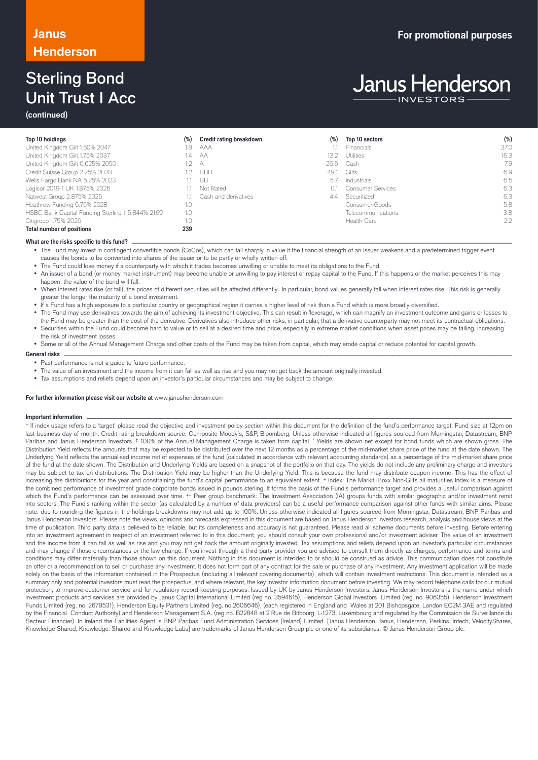Janus Henderson

For promotional purposes

# Sterling Bond Unit Trust I Acc

**(continued)**

Janus Henderson INVESTORS

| Top 10 holdings | (%) |
|---|---|
| United Kingdom Gilt 1.50% 2047 | 1.8 |
| United Kingdom Gilt 1.75% 2037 | 1.4 |
| United Kingdom Gilt 0.625% 2050 | 1.2 |
| Credit Suisse Group 2.25% 2028 | 1.2 |
| Wells Fargo Bank NA 5.25% 2023 | 1.1 |
| Logicor 2019-1 UK 1.875% 2026 | 1.1 |
| Natwest Group 2.875% 2026 | 1.1 |
| Heathrow Funding 6.75% 2028 | 1.0 |
| HSBC Bank Capital Funding Sterling 1 5.844% 2169 | 1.0 |
| Citigroup 1.75% 2026 | 1.0 |
| **Total number of positions** | **239** |

| Credit rating breakdown | (%) |
|---|---|
| AAA | 1.1 |
| AA | 13.2 |
| A | 26.5 |
| BBB | 49.1 |
| BB | 5.7 |
| Not Rated | 0.1 |
| Cash and derivatives | 4.4 |

| Top 10 sectors | (%) |
|---|---|
| Financials | 37.0 |
| Utilities | 16.3 |
| Cash | 7.9 |
| Gilts | 6.9 |
| Industrials | 6.5 |
| Consumer Services | 6.3 |
| Securitized | 6.3 |
| Consumer Goods | 5.8 |
| Telecommunications | 3.8 |
| Health Care | 2.2 |

**What are the risks specific to this fund?**

- The Fund may invest in contingent convertible bonds (CoCos), which can fall sharply in value if the financial strength of an issuer weakens and a predetermined trigger event causes the bonds to be converted into shares of the issuer or to be partly or wholly written off.
- The Fund could lose money if a counterparty with which it trades becomes unwilling or unable to meet its obligations to the Fund.
- An issuer of a bond (or money market instrument) may become unable or unwilling to pay interest or repay capital to the Fund. If this happens or the market perceives this may happen, the value of the bond will fall.
- When interest rates rise (or fall), the prices of different securities will be affected differently. In particular, bond values generally fall when interest rates rise. This risk is generally greater the longer the maturity of a bond investment.
- If a Fund has a high exposure to a particular country or geographical region it carries a higher level of risk than a Fund which is more broadly diversified.
- The Fund may use derivatives towards the aim of achieving its investment objective. This can result in 'leverage', which can magnify an investment outcome and gains or losses to the Fund may be greater than the cost of the derivative. Derivatives also introduce other risks, in particular, that a derivative counterparty may not meet its contractual obligations.
- Securities within the Fund could become hard to value or to sell at a desired time and price, especially in extreme market conditions when asset prices may be falling, increasing the risk of investment losses.
- Some or all of the Annual Management Charge and other costs of the Fund may be taken from capital, which may erode capital or reduce potential for capital growth.

**General risks**

- Past performance is not a guide to future performance.
- The value of an investment and the income from it can fall as well as rise and you may not get back the amount originally invested.
- Tax assumptions and reliefs depend upon an investor's particular circumstances and may be subject to change.

**For further information please visit our website at** www.janushenderson.com

**Important information**

¬ If index usage refers to a 'target' please read the objective and investment policy section within this document for the definition of the fund's performance target. Fund size at 12pm on last business day of month. Credit rating breakdown source: Composite Moody's, S&P, Bloomberg. Unless otherwise indicated all figures sourced from Morningstar, Datastream, BNP Paribas and Janus Henderson Investors. ‡ 100% of the Annual Management Charge is taken from capital. ˆ Yields are shown net except for bond funds which are shown gross. The Distribution Yield reflects the amounts that may be expected to be distributed over the next 12 months as a percentage of the mid-market share price of the fund at the date shown. The Underlying Yield reflects the annualised income net of expenses of the fund (calculated in accordance with relevant accounting standards) as a percentage of the mid-market share price of the fund at the date shown. The Distribution and Underlying Yields are based on a snapshot of the portfolio on that day. The yields do not include any preliminary charge and investors may be subject to tax on distributions. The Distribution Yield may be higher than the Underlying Yield. This is because the fund may distribute coupon income. This has the effect of increasing the distributions for the year and constraining the fund's capital performance to an equivalent extent. + Index: The Markit iBoxx Non-Gilts all maturities Index is a measure of the combined performance of investment grade corporate bonds issued in pounds sterling. It forms the basis of the Fund's performance target and provides a useful comparison against which the Fund's performance can be assessed over time. ++ Peer group benchmark: The Investment Association (IA) groups funds with similar geographic and/or investment remit into sectors. The Fund's ranking within the sector (as calculated by a number of data providers) can be a useful performance comparison against other funds with similar aims. Please note: due to rounding the figures in the holdings breakdowns may not add up to 100%. Unless otherwise indicated all figures sourced from Morningstar, Datastream, BNP Paribas and Janus Henderson Investors. Please note the views, opinions and forecasts expressed in this document are based on Janus Henderson Investors research, analysis and house views at the time of publication. Third party data is believed to be reliable, but its completeness and accuracy is not guaranteed. Please read all scheme documents before investing. Before entering into an investment agreement in respect of an investment referred to in this document, you should consult your own professional and/or investment adviser. The value of an investment and the income from it can fall as well as rise and you may not get back the amount originally invested. Tax assumptions and reliefs depend upon an investor's particular circumstances and may change if those circumstances or the law change. If you invest through a third party provider you are advised to consult them directly as charges, performance and terms and conditions may differ materially than those shown on this document. Nothing in this document is intended to or should be construed as advice. This communication does not constitute an offer or a recommendation to sell or purchase any investment. It does not form part of any contract for the sale or purchase of any investment. Any investment application will be made solely on the basis of the information contained in the Prospectus (including all relevant covering documents), which will contain investment restrictions. This document is intended as a summary only and potential investors must read the prospectus, and where relevant, the key investor information document before investing. We may record telephone calls for our mutual protection, to improve customer service and for regulatory record keeping purposes. Issued by UK by Janus Henderson Investors. Janus Henderson Investors is the name under which investment products and services are provided by Janus Capital International Limited (reg no. 3594615), Henderson Global Investors Limited (reg. no. 906355), Henderson Investment Funds Limited (reg. no. 2678531), Henderson Equity Partners Limited (reg. no.2606646), (each registered in England and Wales at 201 Bishopsgate, London EC2M 3AE and regulated by the Financial Conduct Authority) and Henderson Management S.A. (reg no. B22848 at 2 Rue de Bitbourg, L-1273, Luxembourg and regulated by the Commission de Surveillance du Secteur Financier). In Ireland the Facilities Agent is BNP Paribas Fund Administration Services (Ireland) Limited. [Janus Henderson, Janus, Henderson, Perkins, Intech, VelocityShares, Knowledge Shared, Knowledge. Shared and Knowledge Labs] are trademarks of Janus Henderson Group plc or one of its subsidiaries. © Janus Henderson Group plc.